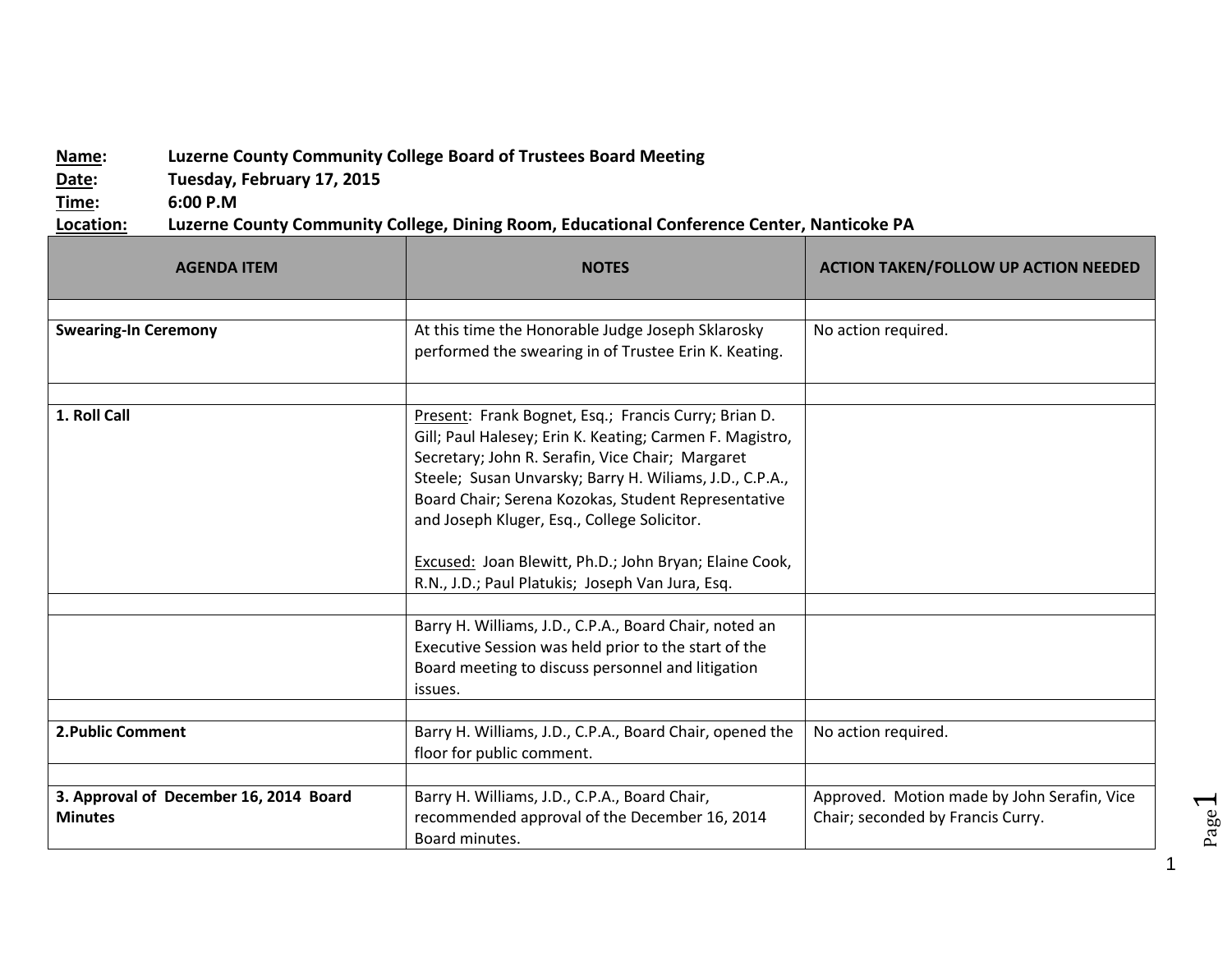**Name:** Luzerne County Community College Board of Trustees Board Meeting
**Date:** Tuesday, February 17, 2015
**Time:** 6:00 P.M
**Location:** Luzerne County Community College, Dining Room, Educational Conference Center, Nanticoke PA

| AGENDA ITEM | NOTES | ACTION TAKEN/FOLLOW UP ACTION NEEDED |
|---|---|---|
| | | |
| **Swearing-In Ceremony** | At this time the Honorable Judge Joseph Sklarosky performed the swearing in of Trustee Erin K. Keating. | No action required. |
| | | |
| **1. Roll Call** | Present: Frank Bognet, Esq.; Francis Curry; Brian D. Gill; Paul Halesey; Erin K. Keating; Carmen F. Magistro, Secretary; John R. Serafin, Vice Chair; Margaret Steele; Susan Unvarsky; Barry H. Wiliams, J.D., C.P.A., Board Chair; Serena Kozokas, Student Representative and Joseph Kluger, Esq., College Solicitor.<br><br>Excused: Joan Blewitt, Ph.D.; John Bryan; Elaine Cook, R.N., J.D.; Paul Platukis; Joseph Van Jura, Esq. | |
| | | |
| | Barry H. Williams, J.D., C.P.A., Board Chair, noted an Executive Session was held prior to the start of the Board meeting to discuss personnel and litigation issues. | |
| | | |
| **2.Public Comment** | Barry H. Williams, J.D., C.P.A., Board Chair, opened the floor for public comment. | No action required. |
| | | |
| **3. Approval of December 16, 2014 Board Minutes** | Barry H. Williams, J.D., C.P.A., Board Chair, recommended approval of the December 16, 2014 Board minutes. | Approved. Motion made by John Serafin, Vice Chair; seconded by Francis Curry. |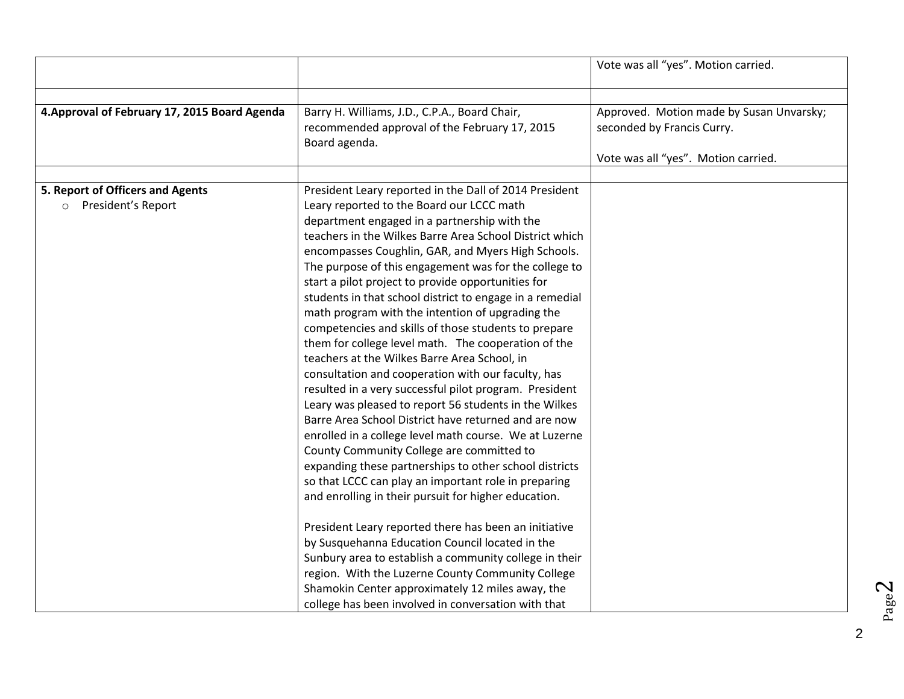| | | |
|---|---|---|
| | | Vote was all "yes". Motion carried. |
| | | |
| **4.Approval of February 17, 2015 Board Agenda** | Barry H. Williams, J.D., C.P.A., Board Chair, recommended approval of the February 17, 2015 Board agenda. | Approved. Motion made by Susan Unvarsky; seconded by Francis Curry.<br><br>Vote was all "yes". Motion carried. |
| | | |
| **5. Report of Officers and Agents**<br>○ President's Report | President Leary reported in the Dall of 2014 President Leary reported to the Board our LCCC math department engaged in a partnership with the teachers in the Wilkes Barre Area School District which encompasses Coughlin, GAR, and Myers High Schools. The purpose of this engagement was for the college to start a pilot project to provide opportunities for students in that school district to engage in a remedial math program with the intention of upgrading the competencies and skills of those students to prepare them for college level math. The cooperation of the teachers at the Wilkes Barre Area School, in consultation and cooperation with our faculty, has resulted in a very successful pilot program. President Leary was pleased to report 56 students in the Wilkes Barre Area School District have returned and are now enrolled in a college level math course. We at Luzerne County Community College are committed to expanding these partnerships to other school districts so that LCCC can play an important role in preparing and enrolling in their pursuit for higher education.<br><br>President Leary reported there has been an initiative by Susquehanna Education Council located in the Sunbury area to establish a community college in their region. With the Luzerne County Community College Shamokin Center approximately 12 miles away, the college has been involved in conversation with that | |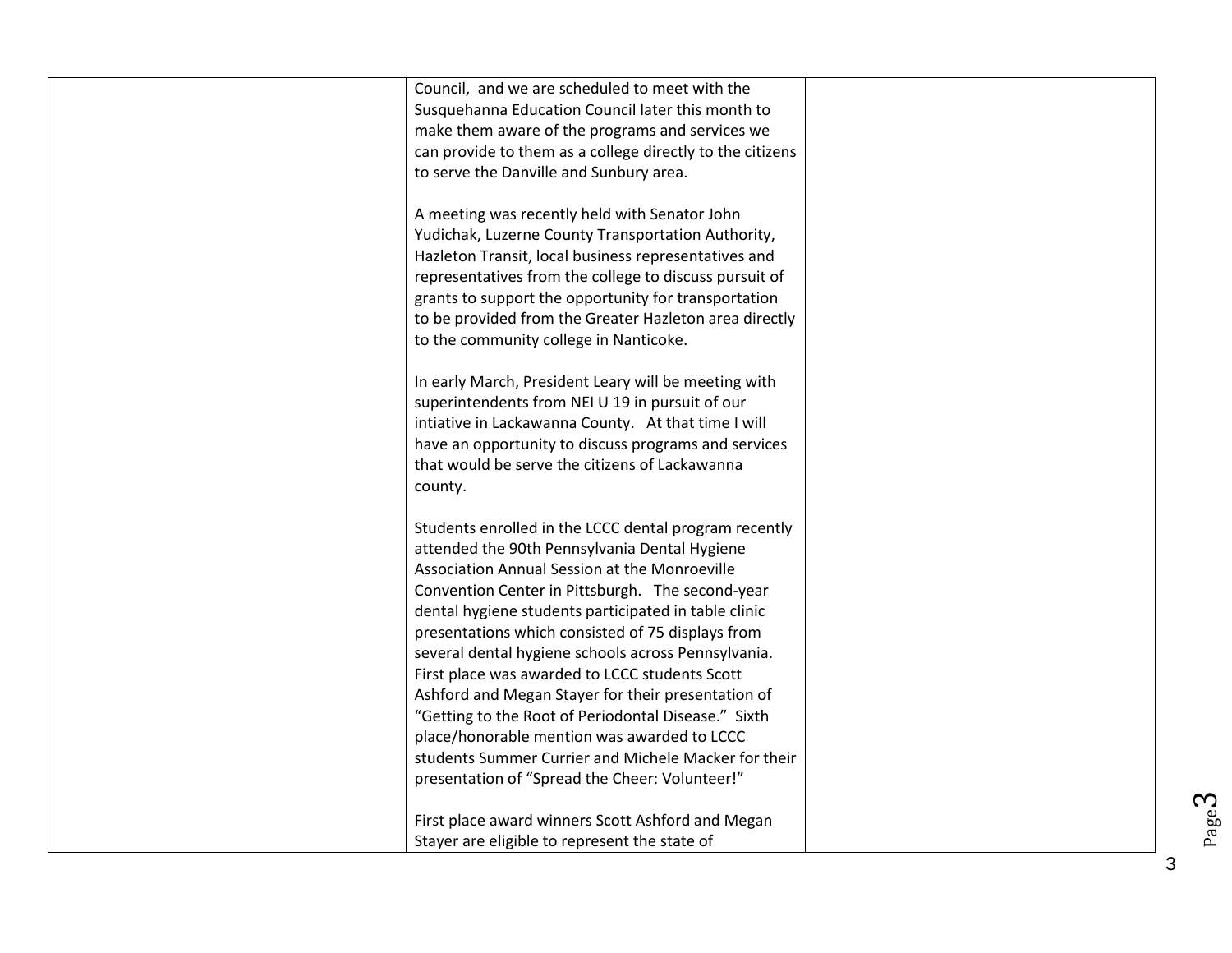| | | |
|---|---|---|
| | Council, and we are scheduled to meet with the Susquehanna Education Council later this month to make them aware of the programs and services we can provide to them as a college directly to the citizens to serve the Danville and Sunbury area.<br><br>A meeting was recently held with Senator John Yudichak, Luzerne County Transportation Authority, Hazleton Transit, local business representatives and representatives from the college to discuss pursuit of grants to support the opportunity for transportation to be provided from the Greater Hazleton area directly to the community college in Nanticoke.<br><br>In early March, President Leary will be meeting with superintendents from NEI U 19 in pursuit of our intiative in Lackawanna County. At that time I will have an opportunity to discuss programs and services that would be serve the citizens of Lackawanna county.<br><br>Students enrolled in the LCCC dental program recently attended the 90th Pennsylvania Dental Hygiene Association Annual Session at the Monroeville Convention Center in Pittsburgh. The second-year dental hygiene students participated in table clinic presentations which consisted of 75 displays from several dental hygiene schools across Pennsylvania. First place was awarded to LCCC students Scott Ashford and Megan Stayer for their presentation of "Getting to the Root of Periodontal Disease." Sixth place/honorable mention was awarded to LCCC students Summer Currier and Michele Macker for their presentation of "Spread the Cheer: Volunteer!"<br><br>First place award winners Scott Ashford and Megan Stayer are eligible to represent the state of | |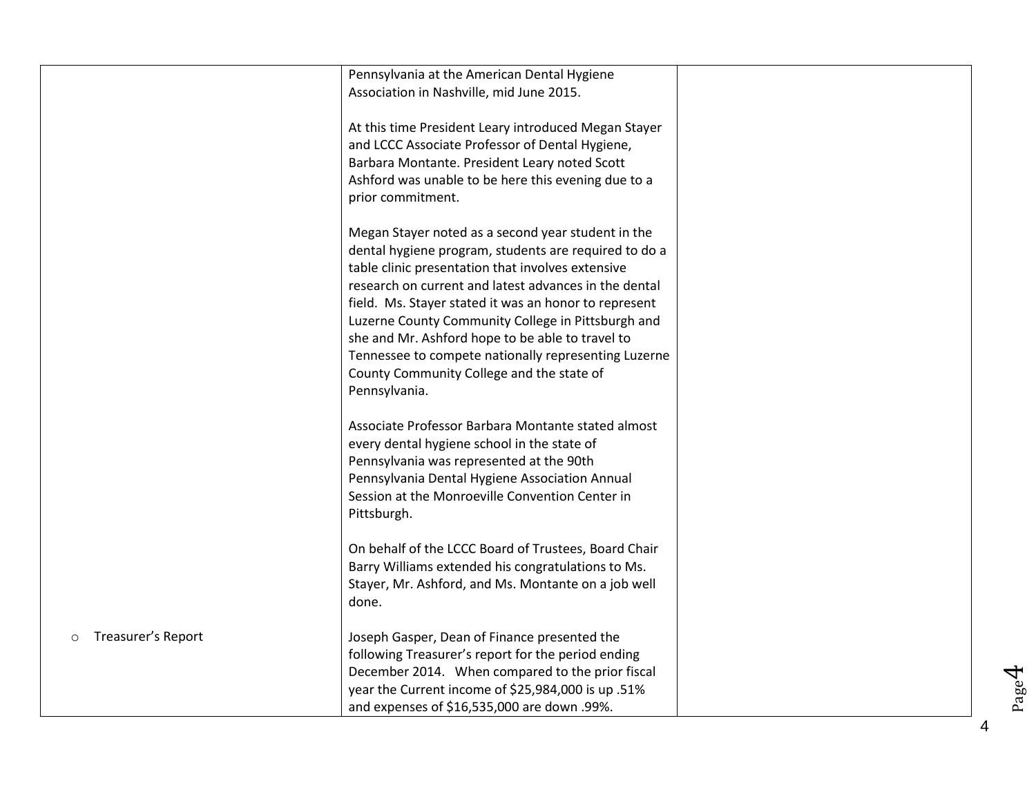| | | |
|---|---|---|
| | Pennsylvania at the American Dental Hygiene Association in Nashville, mid June 2015.<br><br>At this time President Leary introduced Megan Stayer and LCCC Associate Professor of Dental Hygiene, Barbara Montante. President Leary noted Scott Ashford was unable to be here this evening due to a prior commitment.<br><br>Megan Stayer noted as a second year student in the dental hygiene program, students are required to do a table clinic presentation that involves extensive research on current and latest advances in the dental field. Ms. Stayer stated it was an honor to represent Luzerne County Community College in Pittsburgh and she and Mr. Ashford hope to be able to travel to Tennessee to compete nationally representing Luzerne County Community College and the state of Pennsylvania.<br><br>Associate Professor Barbara Montante stated almost every dental hygiene school in the state of Pennsylvania was represented at the 90th Pennsylvania Dental Hygiene Association Annual Session at the Monroeville Convention Center in Pittsburgh.<br><br>On behalf of the LCCC Board of Trustees, Board Chair Barry Williams extended his congratulations to Ms. Stayer, Mr. Ashford, and Ms. Montante on a job well done. | |
| ○ Treasurer's Report | Joseph Gasper, Dean of Finance presented the following Treasurer's report for the period ending December 2014. When compared to the prior fiscal year the Current income of $25,984,000 is up .51% and expenses of $16,535,000 are down .99%. | |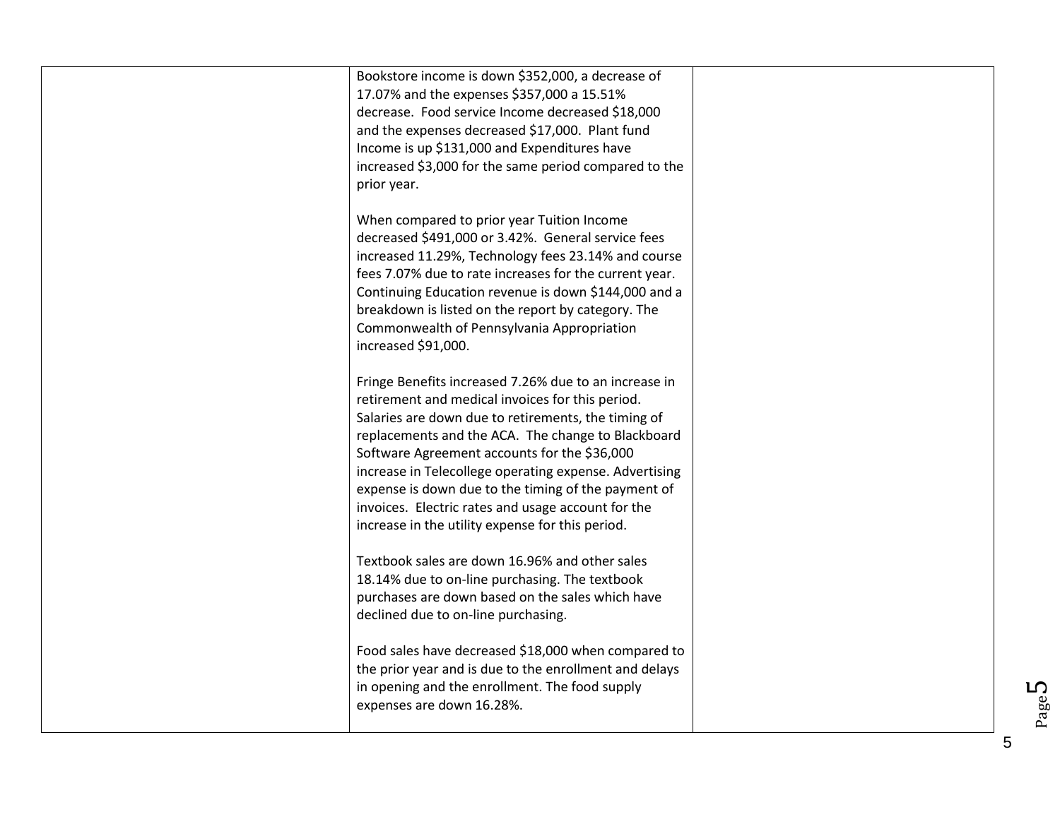| | | |
|---|---|---|
| | Bookstore income is down \$352,000, a decrease of 17.07% and the expenses \$357,000 a 15.51% decrease. Food service Income decreased \$18,000 and the expenses decreased \$17,000. Plant fund Income is up \$131,000 and Expenditures have increased \$3,000 for the same period compared to the prior year.<br><br>When compared to prior year Tuition Income decreased \$491,000 or 3.42%. General service fees increased 11.29%, Technology fees 23.14% and course fees 7.07% due to rate increases for the current year. Continuing Education revenue is down \$144,000 and a breakdown is listed on the report by category. The Commonwealth of Pennsylvania Appropriation increased \$91,000.<br><br>Fringe Benefits increased 7.26% due to an increase in retirement and medical invoices for this period. Salaries are down due to retirements, the timing of replacements and the ACA. The change to Blackboard Software Agreement accounts for the \$36,000 increase in Telecollege operating expense. Advertising expense is down due to the timing of the payment of invoices. Electric rates and usage account for the increase in the utility expense for this period.<br><br>Textbook sales are down 16.96% and other sales 18.14% due to on-line purchasing. The textbook purchases are down based on the sales which have declined due to on-line purchasing.<br><br>Food sales have decreased \$18,000 when compared to the prior year and is due to the enrollment and delays in opening and the enrollment. The food supply expenses are down 16.28%. | |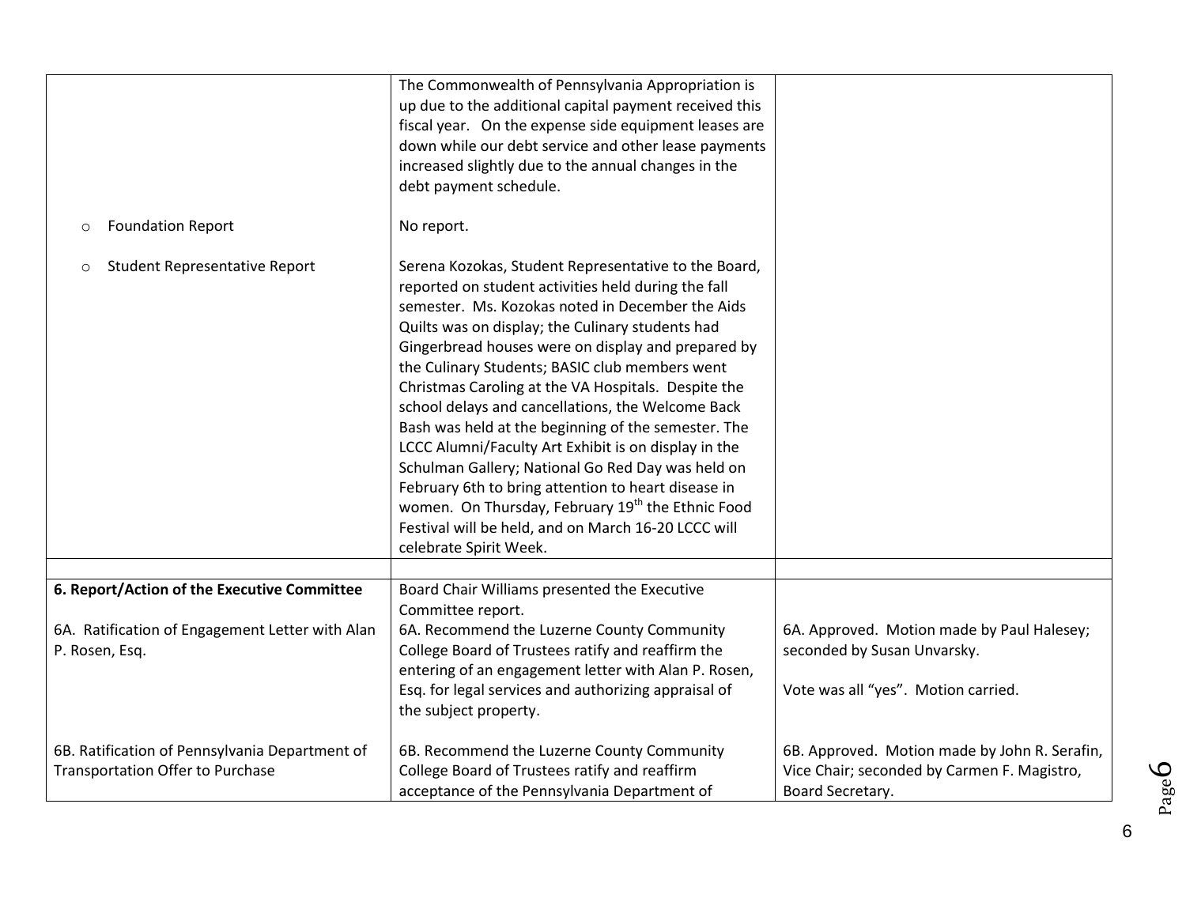| | | |
|---|---|---|
| | The Commonwealth of Pennsylvania Appropriation is up due to the additional capital payment received this fiscal year. On the expense side equipment leases are down while our debt service and other lease payments increased slightly due to the annual changes in the debt payment schedule. | |
| ○ Foundation Report | No report. | |
| ○ Student Representative Report | Serena Kozokas, Student Representative to the Board, reported on student activities held during the fall semester. Ms. Kozokas noted in December the Aids Quilts was on display; the Culinary students had Gingerbread houses were on display and prepared by the Culinary Students; BASIC club members went Christmas Caroling at the VA Hospitals. Despite the school delays and cancellations, the Welcome Back Bash was held at the beginning of the semester. The LCCC Alumni/Faculty Art Exhibit is on display in the Schulman Gallery; National Go Red Day was held on February 6th to bring attention to heart disease in women. On Thursday, February 19th the Ethnic Food Festival will be held, and on March 16-20 LCCC will celebrate Spirit Week. | |
| | | |
| **6. Report/Action of the Executive Committee**<br><br>6A. Ratification of Engagement Letter with Alan P. Rosen, Esq. | Board Chair Williams presented the Executive Committee report.<br>6A. Recommend the Luzerne County Community College Board of Trustees ratify and reaffirm the entering of an engagement letter with Alan P. Rosen, Esq. for legal services and authorizing appraisal of the subject property. | <br><br>6A. Approved. Motion made by Paul Halesey; seconded by Susan Unvarsky.<br><br>Vote was all "yes". Motion carried. |
| 6B. Ratification of Pennsylvania Department of Transportation Offer to Purchase | 6B. Recommend the Luzerne County Community College Board of Trustees ratify and reaffirm acceptance of the Pennsylvania Department of | 6B. Approved. Motion made by John R. Serafin, Vice Chair; seconded by Carmen F. Magistro, Board Secretary. |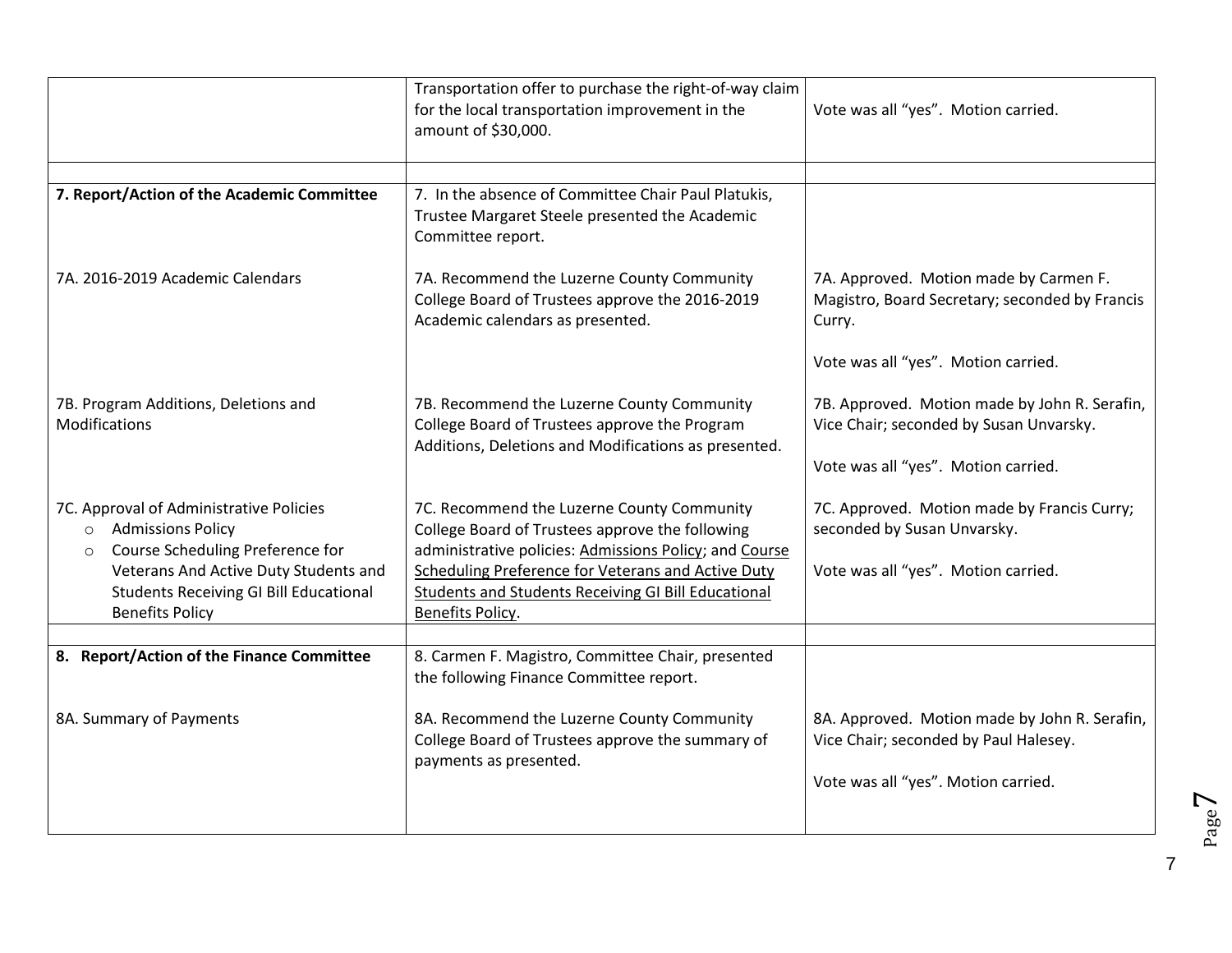| | | |
|---|---|---|
| | Transportation offer to purchase the right-of-way claim for the local transportation improvement in the amount of $30,000. | Vote was all "yes". Motion carried. |
| | | |
| **7. Report/Action of the Academic Committee** | 7. In the absence of Committee Chair Paul Platukis, Trustee Margaret Steele presented the Academic Committee report. | |
| 7A. 2016-2019 Academic Calendars | 7A. Recommend the Luzerne County Community College Board of Trustees approve the 2016-2019 Academic calendars as presented. | 7A. Approved. Motion made by Carmen F. Magistro, Board Secretary; seconded by Francis Curry.<br><br>Vote was all "yes". Motion carried. |
| 7B. Program Additions, Deletions and Modifications | 7B. Recommend the Luzerne County Community College Board of Trustees approve the Program Additions, Deletions and Modifications as presented. | 7B. Approved. Motion made by John R. Serafin, Vice Chair; seconded by Susan Unvarsky.<br><br>Vote was all "yes". Motion carried. |
| 7C. Approval of Administrative Policies<br>○ Admissions Policy<br>○ Course Scheduling Preference for Veterans And Active Duty Students and Students Receiving GI Bill Educational Benefits Policy | 7C. Recommend the Luzerne County Community College Board of Trustees approve the following administrative policies: <u>Admissions Policy</u>; and <u>Course Scheduling Preference for Veterans and Active Duty Students and Students Receiving GI Bill Educational Benefits Policy</u>. | 7C. Approved. Motion made by Francis Curry; seconded by Susan Unvarsky.<br><br>Vote was all "yes". Motion carried. |
| | | |
| **8. Report/Action of the Finance Committee** | 8. Carmen F. Magistro, Committee Chair, presented the following Finance Committee report. | |
| 8A. Summary of Payments | 8A. Recommend the Luzerne County Community College Board of Trustees approve the summary of payments as presented. | 8A. Approved. Motion made by John R. Serafin, Vice Chair; seconded by Paul Halesey.<br><br>Vote was all "yes". Motion carried. |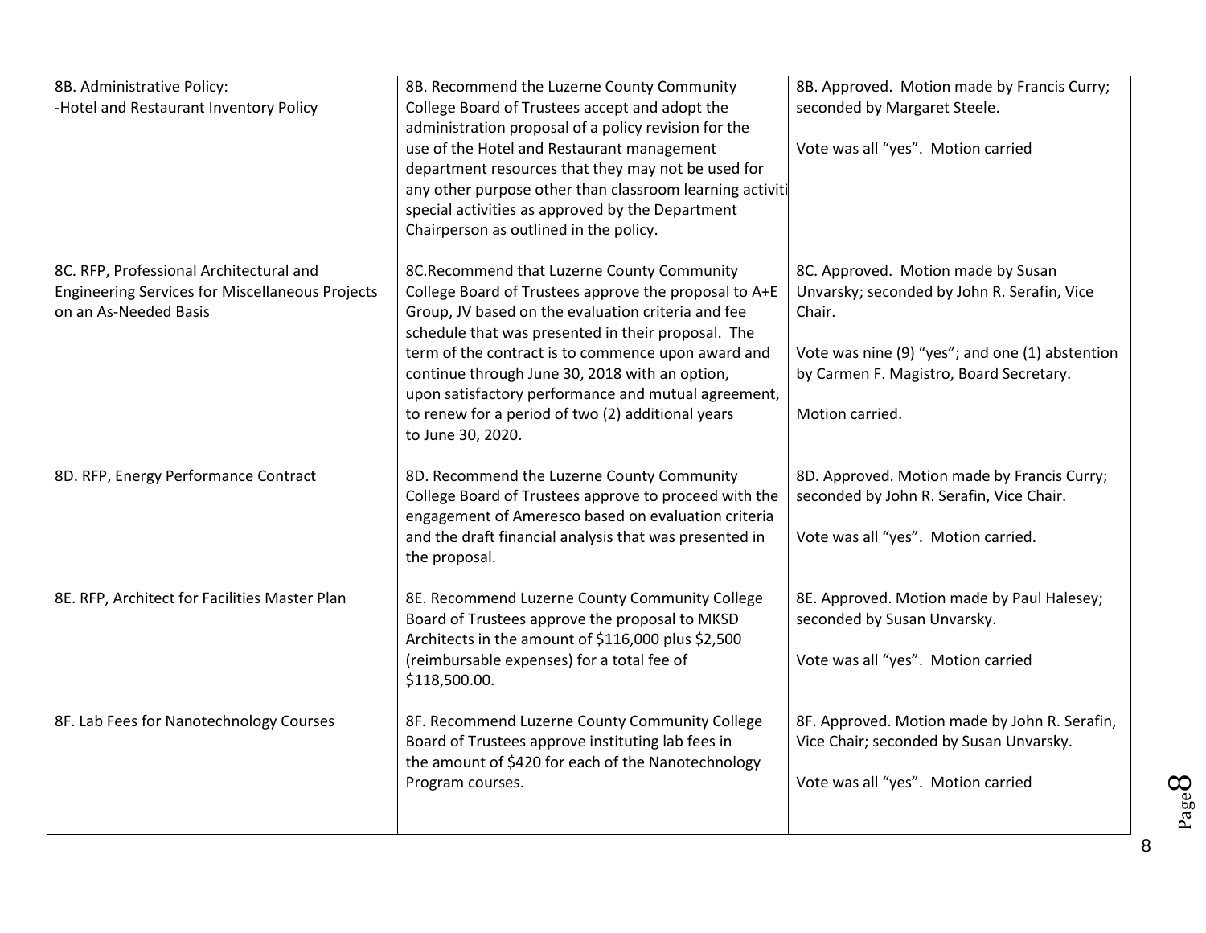| | | |
|---|---|---|
| 8B. Administrative Policy:<br>-Hotel and Restaurant Inventory Policy | 8B. Recommend the Luzerne County Community College Board of Trustees accept and adopt the administration proposal of a policy revision for the use of the Hotel and Restaurant management department resources that they may not be used for any other purpose other than classroom learning activiti special activities as approved by the Department Chairperson as outlined in the policy. | 8B. Approved. Motion made by Francis Curry; seconded by Margaret Steele.<br><br>Vote was all "yes". Motion carried |
| 8C. RFP, Professional Architectural and Engineering Services for Miscellaneous Projects on an As-Needed Basis | 8C.Recommend that Luzerne County Community College Board of Trustees approve the proposal to A+E Group, JV based on the evaluation criteria and fee schedule that was presented in their proposal. The term of the contract is to commence upon award and continue through June 30, 2018 with an option, upon satisfactory performance and mutual agreement, to renew for a period of two (2) additional years to June 30, 2020. | 8C. Approved. Motion made by Susan Unvarsky; seconded by John R. Serafin, Vice Chair.<br><br>Vote was nine (9) "yes"; and one (1) abstention by Carmen F. Magistro, Board Secretary.<br><br>Motion carried. |
| 8D. RFP, Energy Performance Contract | 8D. Recommend the Luzerne County Community College Board of Trustees approve to proceed with the engagement of Ameresco based on evaluation criteria and the draft financial analysis that was presented in the proposal. | 8D. Approved. Motion made by Francis Curry; seconded by John R. Serafin, Vice Chair.<br><br>Vote was all "yes". Motion carried. |
| 8E. RFP, Architect for Facilities Master Plan | 8E. Recommend Luzerne County Community College Board of Trustees approve the proposal to MKSD Architects in the amount of \$116,000 plus \$2,500 (reimbursable expenses) for a total fee of \$118,500.00. | 8E. Approved. Motion made by Paul Halesey; seconded by Susan Unvarsky.<br><br>Vote was all "yes". Motion carried |
| 8F. Lab Fees for Nanotechnology Courses | 8F. Recommend Luzerne County Community College Board of Trustees approve instituting lab fees in the amount of \$420 for each of the Nanotechnology Program courses. | 8F. Approved. Motion made by John R. Serafin, Vice Chair; seconded by Susan Unvarsky.<br><br>Vote was all "yes". Motion carried |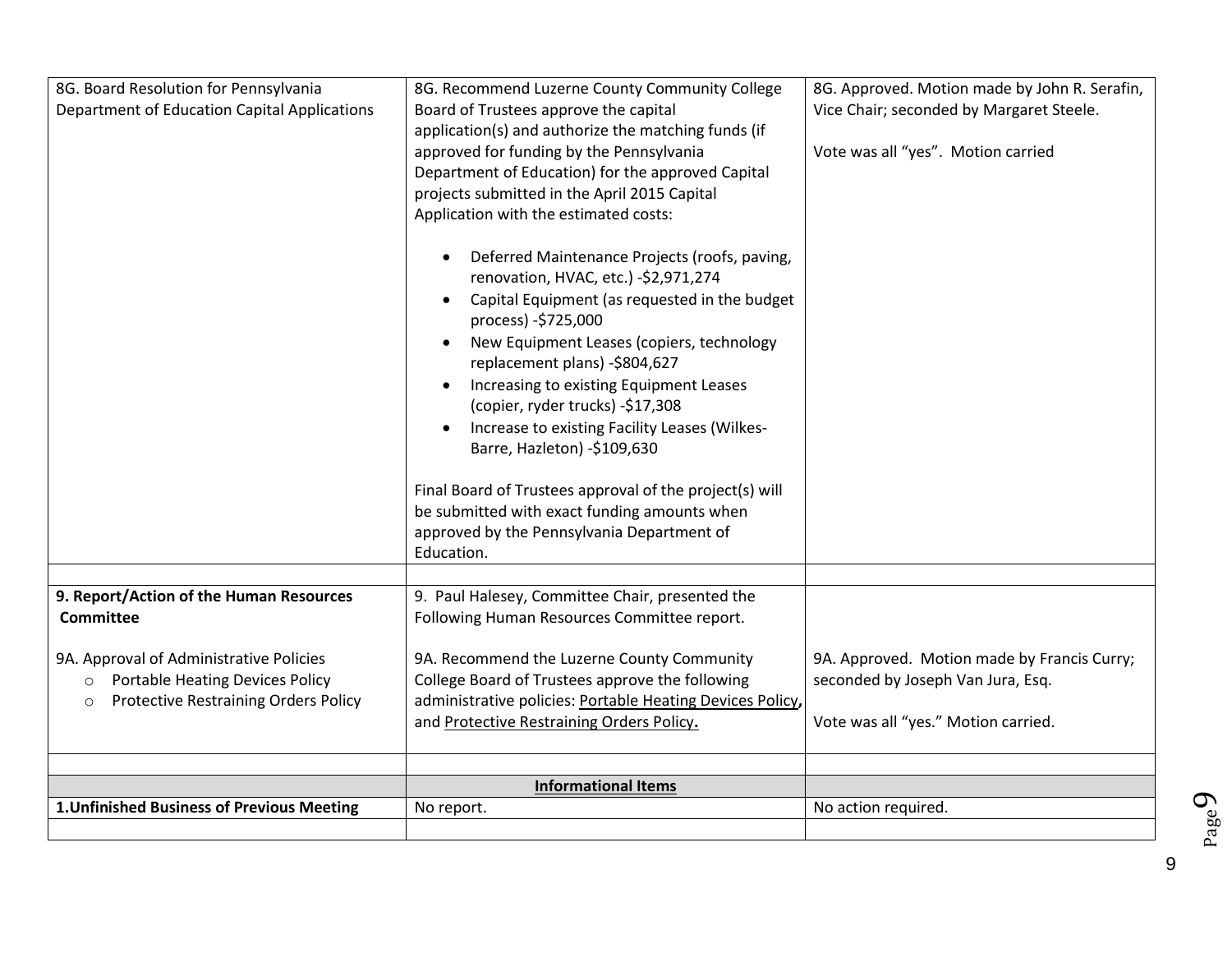| | | |
|---|---|---|
| 8G. Board Resolution for Pennsylvania Department of Education Capital Applications | 8G. Recommend Luzerne County Community College Board of Trustees approve the capital application(s) and authorize the matching funds (if approved for funding by the Pennsylvania Department of Education) for the approved Capital projects submitted in the April 2015 Capital Application with the estimated costs:<br><br>• Deferred Maintenance Projects (roofs, paving, renovation, HVAC, etc.) -$2,971,274<br>• Capital Equipment (as requested in the budget process) -$725,000<br>• New Equipment Leases (copiers, technology replacement plans) -$804,627<br>• Increasing to existing Equipment Leases (copier, ryder trucks) -$17,308<br>• Increase to existing Facility Leases (Wilkes-Barre, Hazleton) -$109,630<br><br>Final Board of Trustees approval of the project(s) will be submitted with exact funding amounts when approved by the Pennsylvania Department of Education. | 8G. Approved. Motion made by John R. Serafin, Vice Chair; seconded by Margaret Steele.<br><br>Vote was all "yes". Motion carried |
| | | |
| **9. Report/Action of the Human Resources Committee**<br><br>9A. Approval of Administrative Policies<br>○ Portable Heating Devices Policy<br>○ Protective Restraining Orders Policy | 9. Paul Halesey, Committee Chair, presented the Following Human Resources Committee report.<br><br>9A. Recommend the Luzerne County Community College Board of Trustees approve the following administrative policies: Portable Heating Devices Policy, and Protective Restraining Orders Policy. | <br><br><br>9A. Approved. Motion made by Francis Curry; seconded by Joseph Van Jura, Esq.<br><br>Vote was all "yes." Motion carried. |
| | | |
| | **Informational Items** | |
| **1.Unfinished Business of Previous Meeting** | No report. | No action required. |
| | | |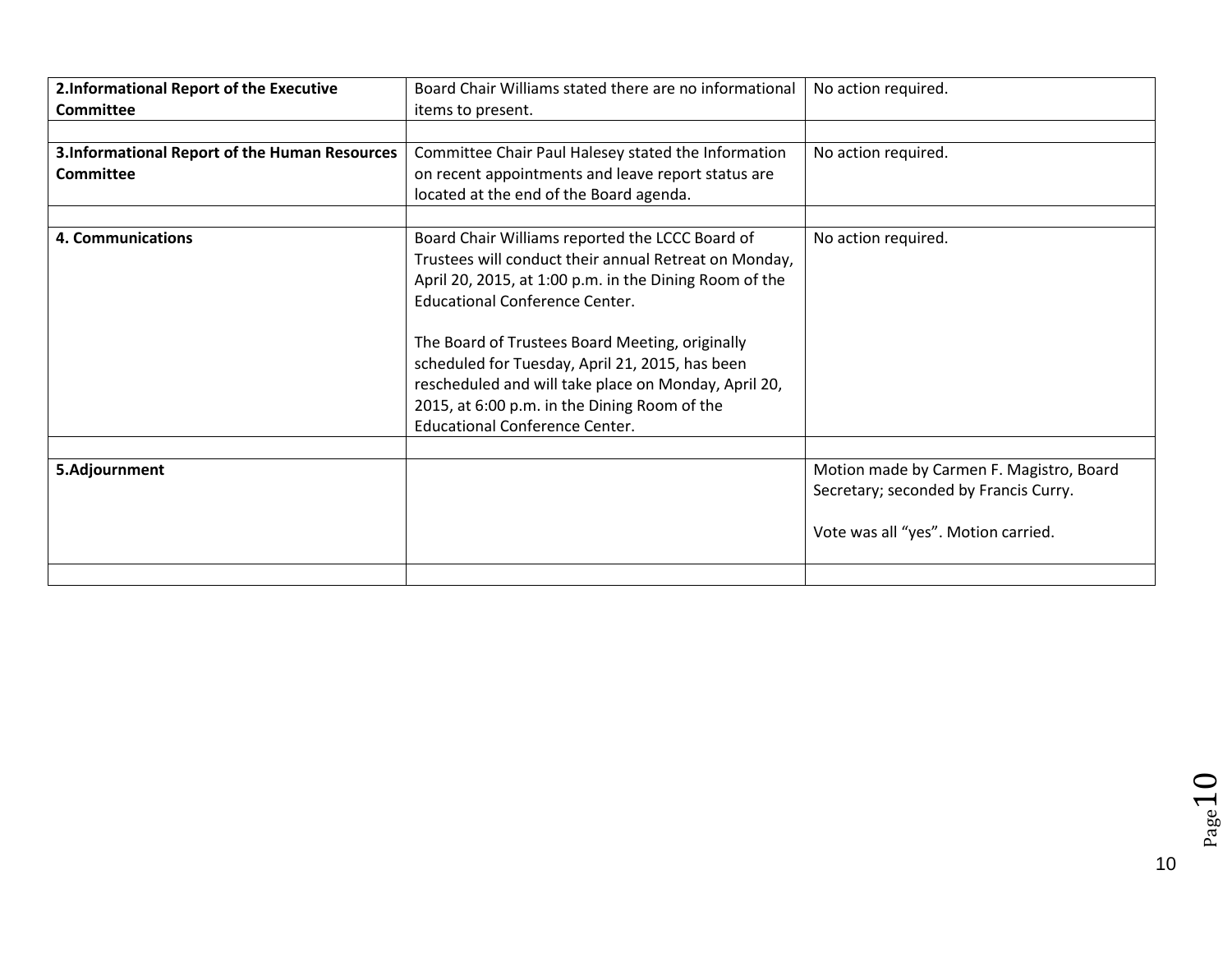| | | |
|---|---|---|
| **2.Informational Report of the Executive Committee** | Board Chair Williams stated there are no informational items to present. | No action required. |
| | | |
| **3.Informational Report of the Human Resources Committee** | Committee Chair Paul Halesey stated the Information on recent appointments and leave report status are located at the end of the Board agenda. | No action required. |
| | | |
| **4. Communications** | Board Chair Williams reported the LCCC Board of Trustees will conduct their annual Retreat on Monday, April 20, 2015, at 1:00 p.m. in the Dining Room of the Educational Conference Center.<br><br>The Board of Trustees Board Meeting, originally scheduled for Tuesday, April 21, 2015, has been rescheduled and will take place on Monday, April 20, 2015, at 6:00 p.m. in the Dining Room of the Educational Conference Center. | No action required. |
| | | |
| **5.Adjournment** | | Motion made by Carmen F. Magistro, Board Secretary; seconded by Francis Curry.<br><br>Vote was all "yes". Motion carried. |
| | | |